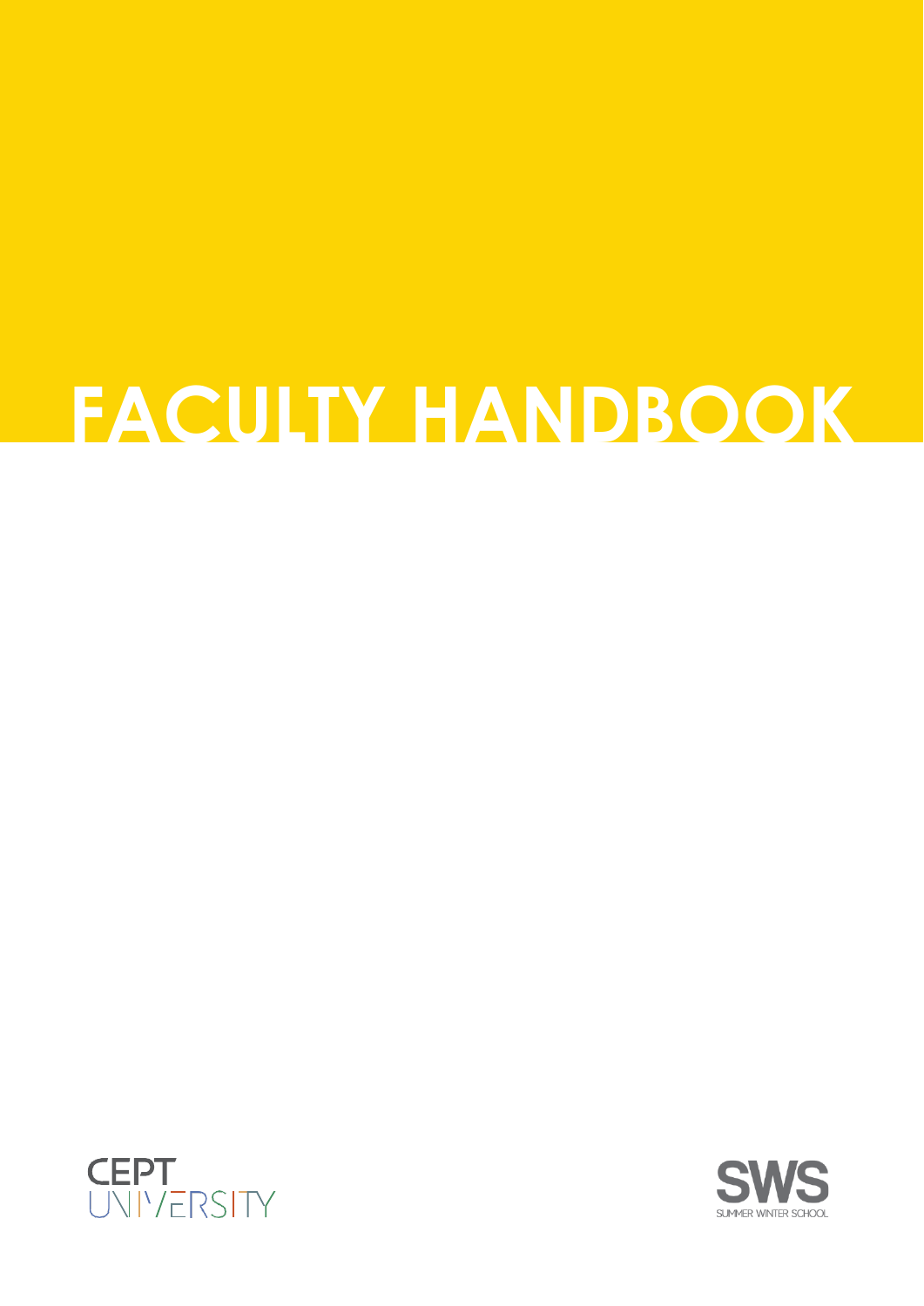# FACULTY HANDBOOK

CEPT UNIVERSITY

SWS

SUMMER WINTER SCHOOL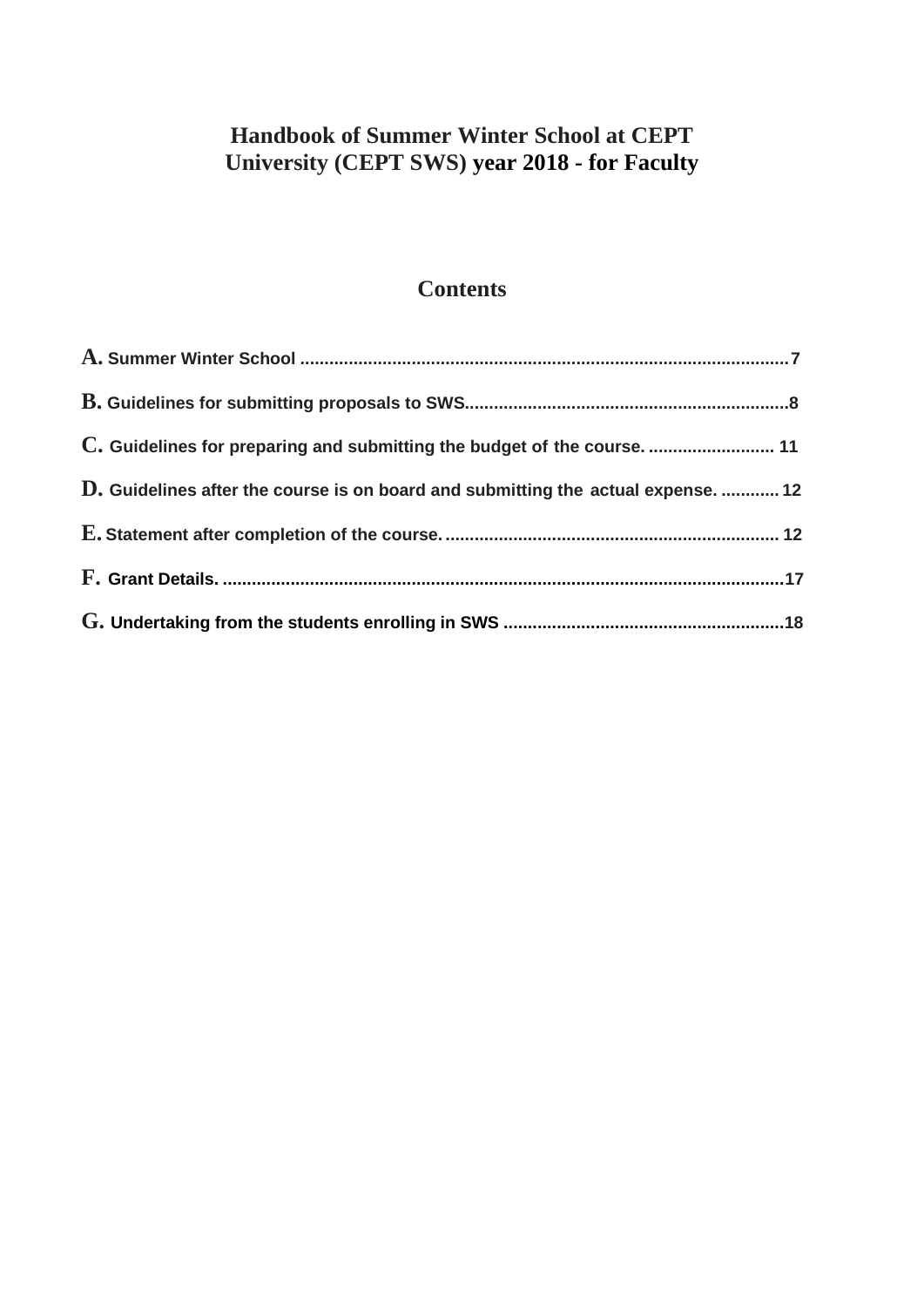# Handbook of Summer Winter School at CEPT University (CEPT SWS) year 2018 - for Faculty

## Contents

**A.** Summer Winter School ....................................................................................................7

**B.** Guidelines for submitting proposals to SWS...................................................................8

**C.** Guidelines for preparing and submitting the budget of the course. .......................... 11

**D.** Guidelines after the course is on board and submitting the actual expense. ............ 12

**E.** Statement after completion of the course. ..................................................................... 12

**F.** Grant Details. ....................................................................................................................17

**G.** Undertaking from the students enrolling in SWS ..........................................................18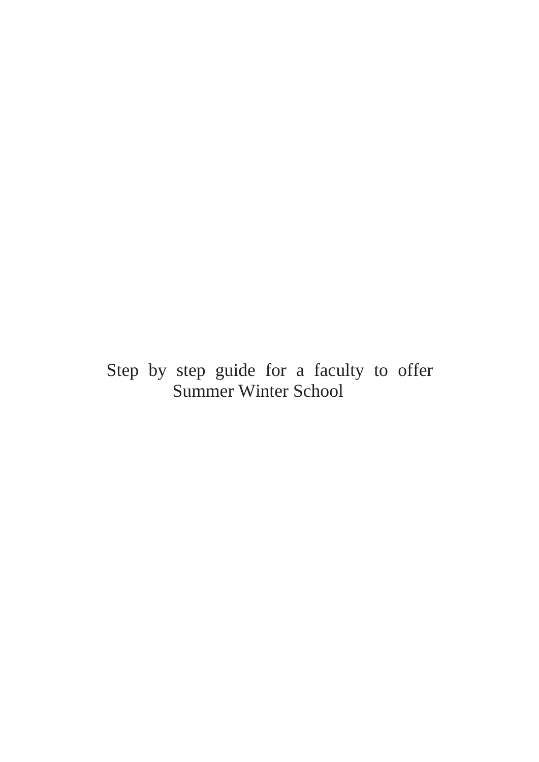Step by step guide for a faculty to offer Summer Winter School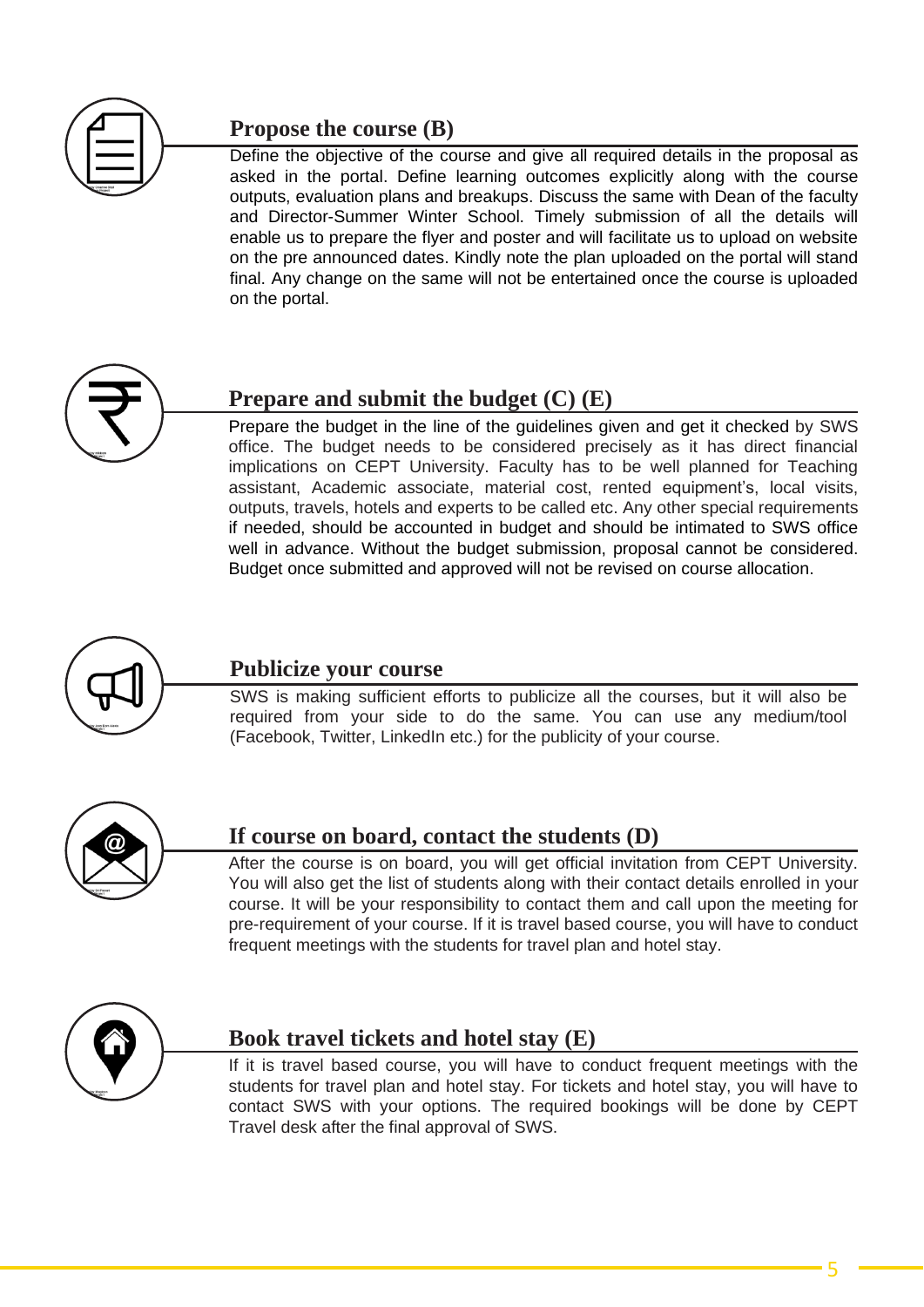## Propose the course (B)

Define the objective of the course and give all required details in the proposal as asked in the portal. Define learning outcomes explicitly along with the course outputs, evaluation plans and breakups. Discuss the same with Dean of the faculty and Director-Summer Winter School. Timely submission of all the details will enable us to prepare the flyer and poster and will facilitate us to upload on website on the pre announced dates. Kindly note the plan uploaded on the portal will stand final. Any change on the same will not be entertained once the course is uploaded on the portal.

## Prepare and submit the budget (C) (E)

Prepare the budget in the line of the guidelines given and get it checked by SWS office. The budget needs to be considered precisely as it has direct financial implications on CEPT University. Faculty has to be well planned for Teaching assistant, Academic associate, material cost, rented equipment's, local visits, outputs, travels, hotels and experts to be called etc. Any other special requirements if needed, should be accounted in budget and should be intimated to SWS office well in advance. Without the budget submission, proposal cannot be considered. Budget once submitted and approved will not be revised on course allocation.

## Publicize your course

SWS is making sufficient efforts to publicize all the courses, but it will also be required from your side to do the same. You can use any medium/tool (Facebook, Twitter, LinkedIn etc.) for the publicity of your course.

## If course on board, contact the students (D)

After the course is on board, you will get official invitation from CEPT University. You will also get the list of students along with their contact details enrolled in your course. It will be your responsibility to contact them and call upon the meeting for pre-requirement of your course. If it is travel based course, you will have to conduct frequent meetings with the students for travel plan and hotel stay.

## Book travel tickets and hotel stay (E)

If it is travel based course, you will have to conduct frequent meetings with the students for travel plan and hotel stay. For tickets and hotel stay, you will have to contact SWS with your options. The required bookings will be done by CEPT Travel desk after the final approval of SWS.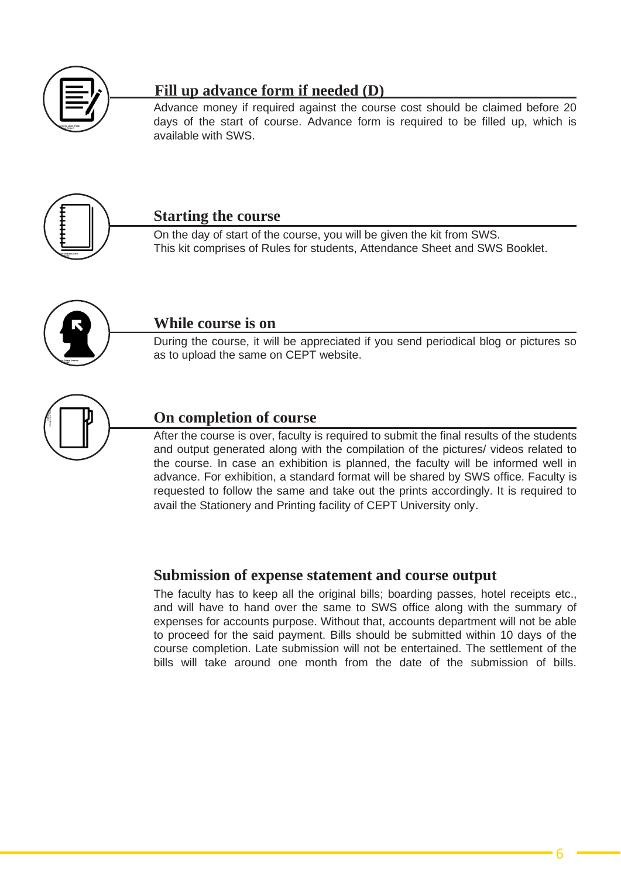## Fill up advance form if needed (D)

Advance money if required against the course cost should be claimed before 20 days of the start of course. Advance form is required to be filled up, which is available with SWS.

## Starting the course

On the day of start of the course, you will be given the kit from SWS.
This kit comprises of Rules for students, Attendance Sheet and SWS Booklet.

## While course is on

During the course, it will be appreciated if you send periodical blog or pictures so as to upload the same on CEPT website.

## On completion of course

After the course is over, faculty is required to submit the final results of the students and output generated along with the compilation of the pictures/ videos related to the course. In case an exhibition is planned, the faculty will be informed well in advance. For exhibition, a standard format will be shared by SWS office. Faculty is requested to follow the same and take out the prints accordingly. It is required to avail the Stationery and Printing facility of CEPT University only.

## Submission of expense statement and course output

The faculty has to keep all the original bills; boarding passes, hotel receipts etc., and will have to hand over the same to SWS office along with the summary of expenses for accounts purpose. Without that, accounts department will not be able to proceed for the said payment. Bills should be submitted within 10 days of the course completion. Late submission will not be entertained. The settlement of the bills will take around one month from the date of the submission of bills.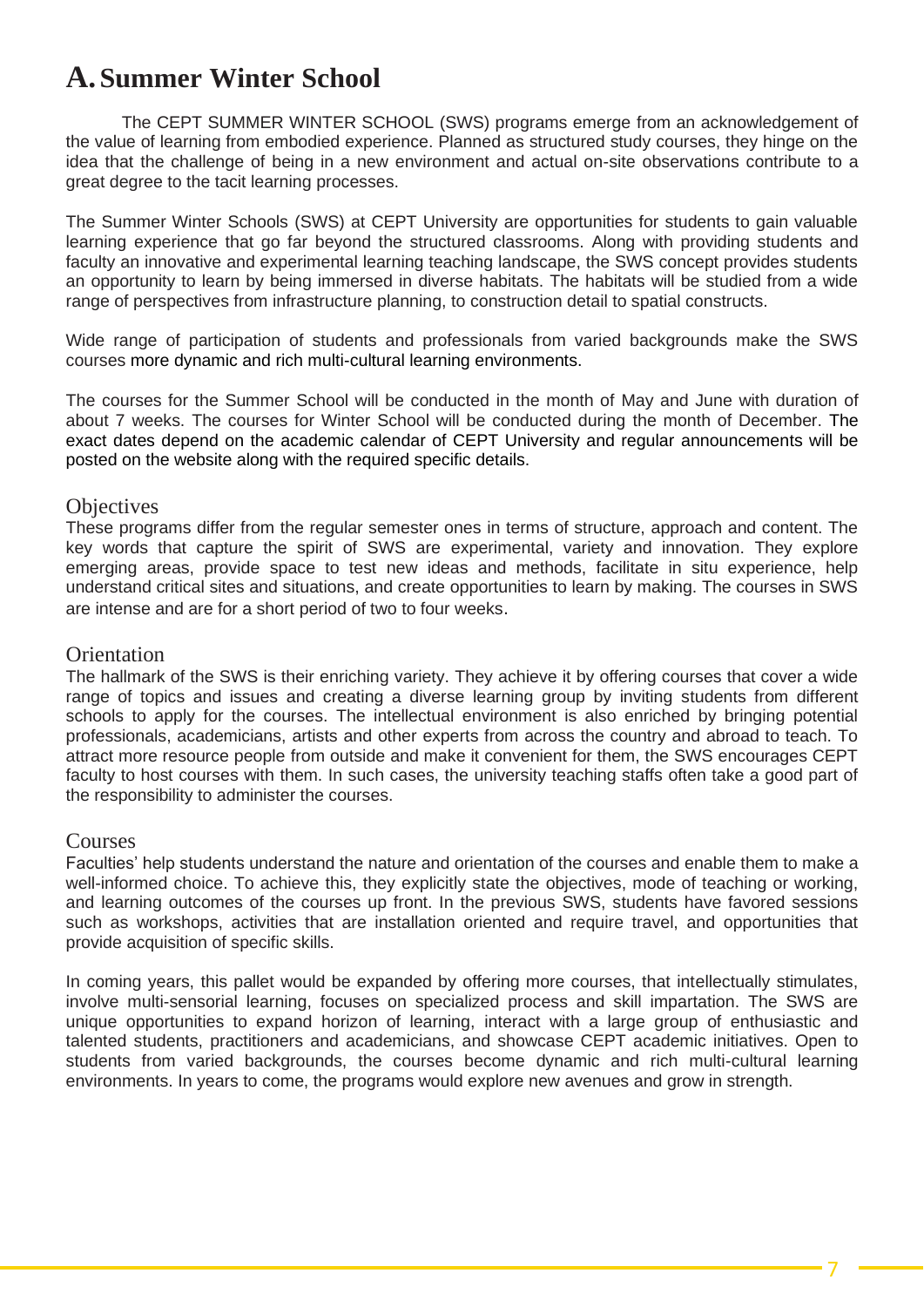# A. Summer Winter School

The CEPT SUMMER WINTER SCHOOL (SWS) programs emerge from an acknowledgement of the value of learning from embodied experience. Planned as structured study courses, they hinge on the idea that the challenge of being in a new environment and actual on-site observations contribute to a great degree to the tacit learning processes.

The Summer Winter Schools (SWS) at CEPT University are opportunities for students to gain valuable learning experience that go far beyond the structured classrooms. Along with providing students and faculty an innovative and experimental learning teaching landscape, the SWS concept provides students an opportunity to learn by being immersed in diverse habitats. The habitats will be studied from a wide range of perspectives from infrastructure planning, to construction detail to spatial constructs.

Wide range of participation of students and professionals from varied backgrounds make the SWS courses more dynamic and rich multi-cultural learning environments.

The courses for the Summer School will be conducted in the month of May and June with duration of about 7 weeks. The courses for Winter School will be conducted during the month of December. The exact dates depend on the academic calendar of CEPT University and regular announcements will be posted on the website along with the required specific details.

## Objectives

These programs differ from the regular semester ones in terms of structure, approach and content. The key words that capture the spirit of SWS are experimental, variety and innovation. They explore emerging areas, provide space to test new ideas and methods, facilitate in situ experience, help understand critical sites and situations, and create opportunities to learn by making. The courses in SWS are intense and are for a short period of two to four weeks.

## Orientation

The hallmark of the SWS is their enriching variety. They achieve it by offering courses that cover a wide range of topics and issues and creating a diverse learning group by inviting students from different schools to apply for the courses. The intellectual environment is also enriched by bringing potential professionals, academicians, artists and other experts from across the country and abroad to teach. To attract more resource people from outside and make it convenient for them, the SWS encourages CEPT faculty to host courses with them. In such cases, the university teaching staffs often take a good part of the responsibility to administer the courses.

## Courses

Faculties' help students understand the nature and orientation of the courses and enable them to make a well-informed choice. To achieve this, they explicitly state the objectives, mode of teaching or working, and learning outcomes of the courses up front. In the previous SWS, students have favored sessions such as workshops, activities that are installation oriented and require travel, and opportunities that provide acquisition of specific skills.

In coming years, this pallet would be expanded by offering more courses, that intellectually stimulates, involve multi-sensorial learning, focuses on specialized process and skill impartation. The SWS are unique opportunities to expand horizon of learning, interact with a large group of enthusiastic and talented students, practitioners and academicians, and showcase CEPT academic initiatives. Open to students from varied backgrounds, the courses become dynamic and rich multi-cultural learning environments. In years to come, the programs would explore new avenues and grow in strength.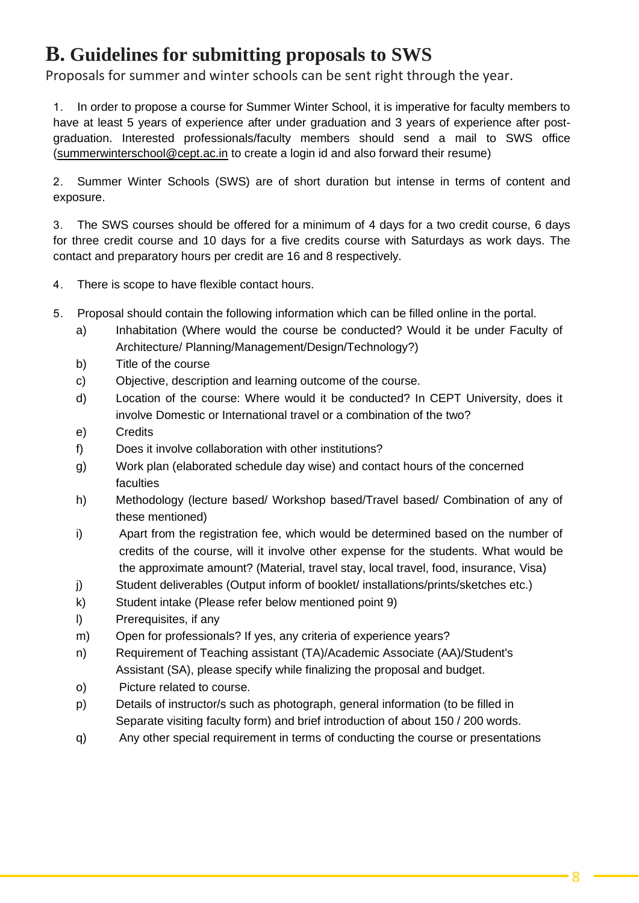## B. Guidelines for submitting proposals to SWS

Proposals for summer and winter schools can be sent right through the year.

1. In order to propose a course for Summer Winter School, it is imperative for faculty members to have at least 5 years of experience after under graduation and 3 years of experience after post-graduation. Interested professionals/faculty members should send a mail to SWS office (summerwinterschool@cept.ac.in to create a login id and also forward their resume)

2. Summer Winter Schools (SWS) are of short duration but intense in terms of content and exposure.

3. The SWS courses should be offered for a minimum of 4 days for a two credit course, 6 days for three credit course and 10 days for a five credits course with Saturdays as work days. The contact and preparatory hours per credit are 16 and 8 respectively.

4. There is scope to have flexible contact hours.

5. Proposal should contain the following information which can be filled online in the portal.
   - a) Inhabitation (Where would the course be conducted? Would it be under Faculty of Architecture/ Planning/Management/Design/Technology?)
   - b) Title of the course
   - c) Objective, description and learning outcome of the course.
   - d) Location of the course: Where would it be conducted? In CEPT University, does it involve Domestic or International travel or a combination of the two?
   - e) Credits
   - f) Does it involve collaboration with other institutions?
   - g) Work plan (elaborated schedule day wise) and contact hours of the concerned faculties
   - h) Methodology (lecture based/ Workshop based/Travel based/ Combination of any of these mentioned)
   - i) Apart from the registration fee, which would be determined based on the number of credits of the course, will it involve other expense for the students. What would be the approximate amount? (Material, travel stay, local travel, food, insurance, Visa)
   - j) Student deliverables (Output inform of booklet/ installations/prints/sketches etc.)
   - k) Student intake (Please refer below mentioned point 9)
   - l) Prerequisites, if any
   - m) Open for professionals? If yes, any criteria of experience years?
   - n) Requirement of Teaching assistant (TA)/Academic Associate (AA)/Student's Assistant (SA), please specify while finalizing the proposal and budget.
   - o) Picture related to course.
   - p) Details of instructor/s such as photograph, general information (to be filled in Separate visiting faculty form) and brief introduction of about 150 / 200 words.
   - q) Any other special requirement in terms of conducting the course or presentations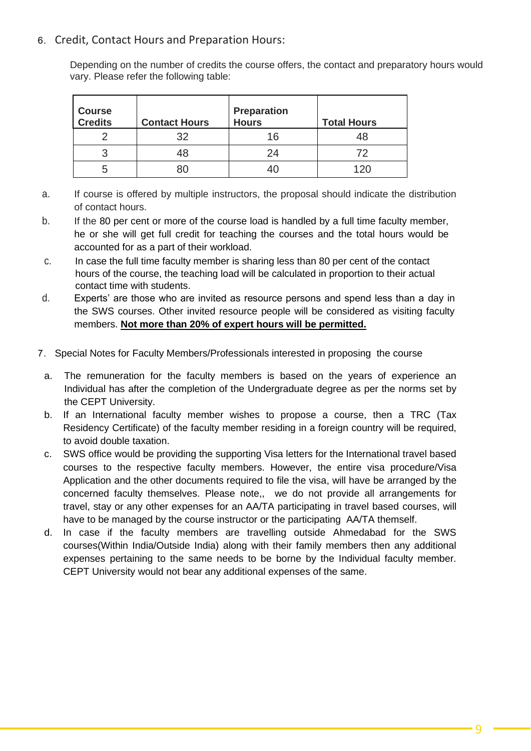## 6. Credit, Contact Hours and Preparation Hours:

Depending on the number of credits the course offers, the contact and preparatory hours would vary. Please refer the following table:

| Course Credits | Contact Hours | Preparation Hours | Total Hours |
|---|---|---|---|
| 2 | 32 | 16 | 48 |
| 3 | 48 | 24 | 72 |
| 5 | 80 | 40 | 120 |

a. If course is offered by multiple instructors, the proposal should indicate the distribution of contact hours.

b. If the 80 per cent or more of the course load is handled by a full time faculty member, he or she will get full credit for teaching the courses and the total hours would be accounted for as a part of their workload.

c. In case the full time faculty member is sharing less than 80 per cent of the contact hours of the course, the teaching load will be calculated in proportion to their actual contact time with students.

d. Experts' are those who are invited as resource persons and spend less than a day in the SWS courses. Other invited resource people will be considered as visiting faculty members. **Not more than 20% of expert hours will be permitted.**

## 7. Special Notes for Faculty Members/Professionals interested in proposing the course

a. The remuneration for the faculty members is based on the years of experience an Individual has after the completion of the Undergraduate degree as per the norms set by the CEPT University.

b. If an International faculty member wishes to propose a course, then a TRC (Tax Residency Certificate) of the faculty member residing in a foreign country will be required, to avoid double taxation.

c. SWS office would be providing the supporting Visa letters for the International travel based courses to the respective faculty members. However, the entire visa procedure/Visa Application and the other documents required to file the visa, will have be arranged by the concerned faculty themselves. Please note,, we do not provide all arrangements for travel, stay or any other expenses for an AA/TA participating in travel based courses, will have to be managed by the course instructor or the participating AA/TA themself.

d. In case if the faculty members are travelling outside Ahmedabad for the SWS courses(Within India/Outside India) along with their family members then any additional expenses pertaining to the same needs to be borne by the Individual faculty member. CEPT University would not bear any additional expenses of the same.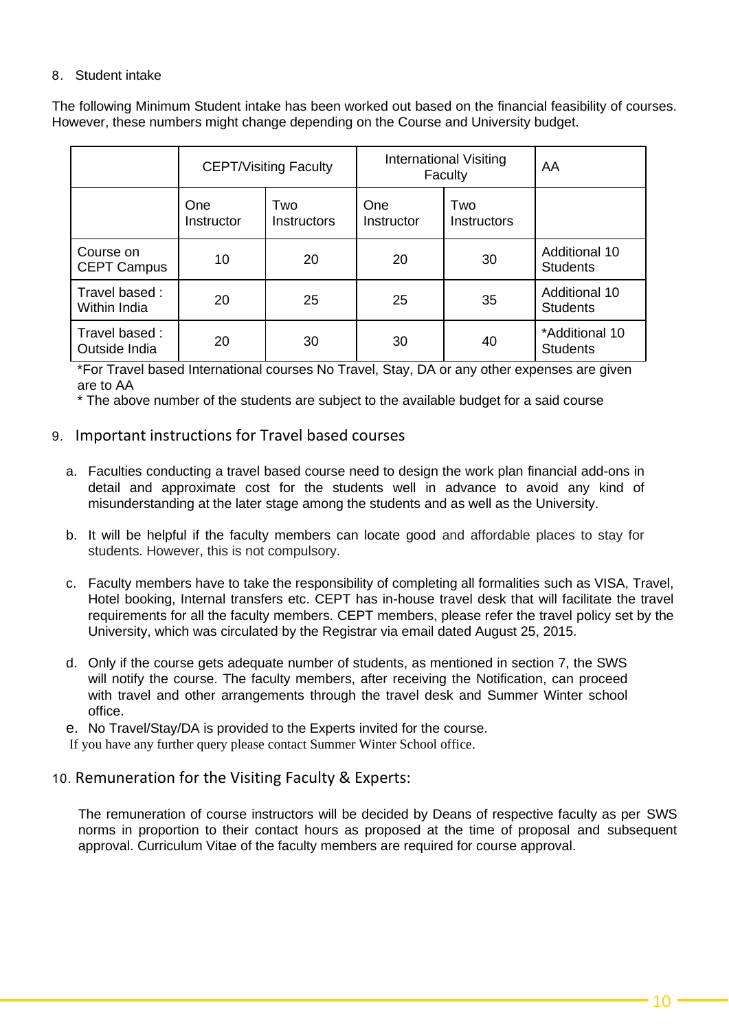8. Student intake

The following Minimum Student intake has been worked out based on the financial feasibility of courses. However, these numbers might change depending on the Course and University budget.

| | CEPT/Visiting Faculty | | International Visiting Faculty | | AA |
|---|---|---|---|---|---|
| | One Instructor | Two Instructors | One Instructor | Two Instructors | |
| Course on CEPT Campus | 10 | 20 | 20 | 30 | Additional 10 Students |
| Travel based : Within India | 20 | 25 | 25 | 35 | Additional 10 Students |
| Travel based : Outside India | 20 | 30 | 30 | 40 | *Additional 10 Students |

*For Travel based International courses No Travel, Stay, DA or any other expenses are given are to AA

* The above number of the students are subject to the available budget for a said course

9. Important instructions for Travel based courses

a. Faculties conducting a travel based course need to design the work plan financial add-ons in detail and approximate cost for the students well in advance to avoid any kind of misunderstanding at the later stage among the students and as well as the University.

b. It will be helpful if the faculty members can locate good and affordable places to stay for students. However, this is not compulsory.

c. Faculty members have to take the responsibility of completing all formalities such as VISA, Travel, Hotel booking, Internal transfers etc. CEPT has in-house travel desk that will facilitate the travel requirements for all the faculty members. CEPT members, please refer the travel policy set by the University, which was circulated by the Registrar via email dated August 25, 2015.

d. Only if the course gets adequate number of students, as mentioned in section 7, the SWS will notify the course. The faculty members, after receiving the Notification, can proceed with travel and other arrangements through the travel desk and Summer Winter school office.

e. No Travel/Stay/DA is provided to the Experts invited for the course.

If you have any further query please contact Summer Winter School office.

10. Remuneration for the Visiting Faculty & Experts:

The remuneration of course instructors will be decided by Deans of respective faculty as per SWS norms in proportion to their contact hours as proposed at the time of proposal and subsequent approval. Curriculum Vitae of the faculty members are required for course approval.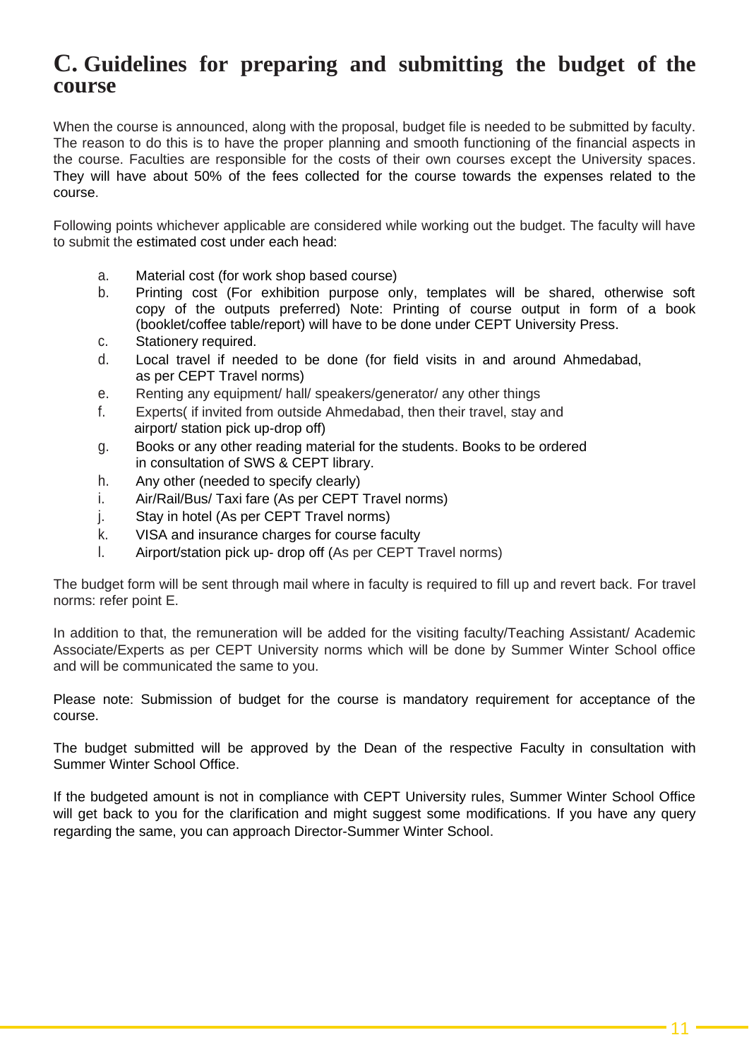## C. Guidelines for preparing and submitting the budget of the course

When the course is announced, along with the proposal, budget file is needed to be submitted by faculty. The reason to do this is to have the proper planning and smooth functioning of the financial aspects in the course. Faculties are responsible for the costs of their own courses except the University spaces. They will have about 50% of the fees collected for the course towards the expenses related to the course.

Following points whichever applicable are considered while working out the budget. The faculty will have to submit the estimated cost under each head:

a. Material cost (for work shop based course)
b. Printing cost (For exhibition purpose only, templates will be shared, otherwise soft copy of the outputs preferred) Note: Printing of course output in form of a book (booklet/coffee table/report) will have to be done under CEPT University Press.
c. Stationery required.
d. Local travel if needed to be done (for field visits in and around Ahmedabad, as per CEPT Travel norms)
e. Renting any equipment/ hall/ speakers/generator/ any other things
f. Experts( if invited from outside Ahmedabad, then their travel, stay and airport/ station pick up-drop off)
g. Books or any other reading material for the students. Books to be ordered in consultation of SWS & CEPT library.
h. Any other (needed to specify clearly)
i. Air/Rail/Bus/ Taxi fare (As per CEPT Travel norms)
j. Stay in hotel (As per CEPT Travel norms)
k. VISA and insurance charges for course faculty
l. Airport/station pick up- drop off (As per CEPT Travel norms)

The budget form will be sent through mail where in faculty is required to fill up and revert back. For travel norms: refer point E.

In addition to that, the remuneration will be added for the visiting faculty/Teaching Assistant/ Academic Associate/Experts as per CEPT University norms which will be done by Summer Winter School office and will be communicated the same to you.

Please note: Submission of budget for the course is mandatory requirement for acceptance of the course.

The budget submitted will be approved by the Dean of the respective Faculty in consultation with Summer Winter School Office.

If the budgeted amount is not in compliance with CEPT University rules, Summer Winter School Office will get back to you for the clarification and might suggest some modifications. If you have any query regarding the same, you can approach Director-Summer Winter School.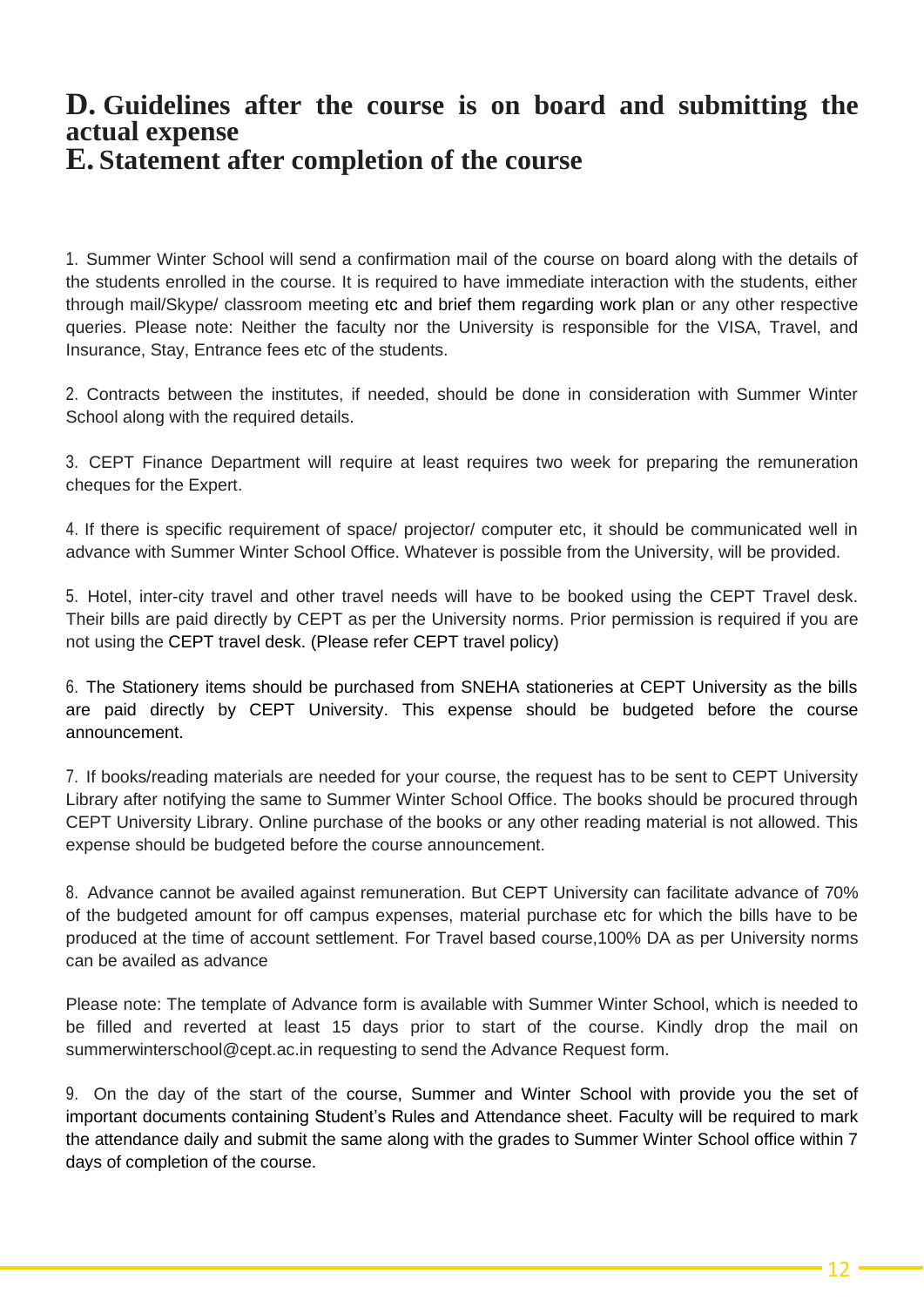## D. Guidelines after the course is on board and submitting the actual expense

## E. Statement after completion of the course

1. Summer Winter School will send a confirmation mail of the course on board along with the details of the students enrolled in the course. It is required to have immediate interaction with the students, either through mail/Skype/ classroom meeting etc and brief them regarding work plan or any other respective queries. Please note: Neither the faculty nor the University is responsible for the VISA, Travel, and Insurance, Stay, Entrance fees etc of the students.

2. Contracts between the institutes, if needed, should be done in consideration with Summer Winter School along with the required details.

3. CEPT Finance Department will require at least requires two week for preparing the remuneration cheques for the Expert.

4. If there is specific requirement of space/ projector/ computer etc, it should be communicated well in advance with Summer Winter School Office. Whatever is possible from the University, will be provided.

5. Hotel, inter-city travel and other travel needs will have to be booked using the CEPT Travel desk. Their bills are paid directly by CEPT as per the University norms. Prior permission is required if you are not using the CEPT travel desk. (Please refer CEPT travel policy)

6. The Stationery items should be purchased from SNEHA stationeries at CEPT University as the bills are paid directly by CEPT University. This expense should be budgeted before the course announcement.

7. If books/reading materials are needed for your course, the request has to be sent to CEPT University Library after notifying the same to Summer Winter School Office. The books should be procured through CEPT University Library. Online purchase of the books or any other reading material is not allowed. This expense should be budgeted before the course announcement.

8. Advance cannot be availed against remuneration. But CEPT University can facilitate advance of 70% of the budgeted amount for off campus expenses, material purchase etc for which the bills have to be produced at the time of account settlement. For Travel based course,100% DA as per University norms can be availed as advance

Please note: The template of Advance form is available with Summer Winter School, which is needed to be filled and reverted at least 15 days prior to start of the course. Kindly drop the mail on summerwinterschool@cept.ac.in requesting to send the Advance Request form.

9. On the day of the start of the course, Summer and Winter School with provide you the set of important documents containing Student's Rules and Attendance sheet. Faculty will be required to mark the attendance daily and submit the same along with the grades to Summer Winter School office within 7 days of completion of the course.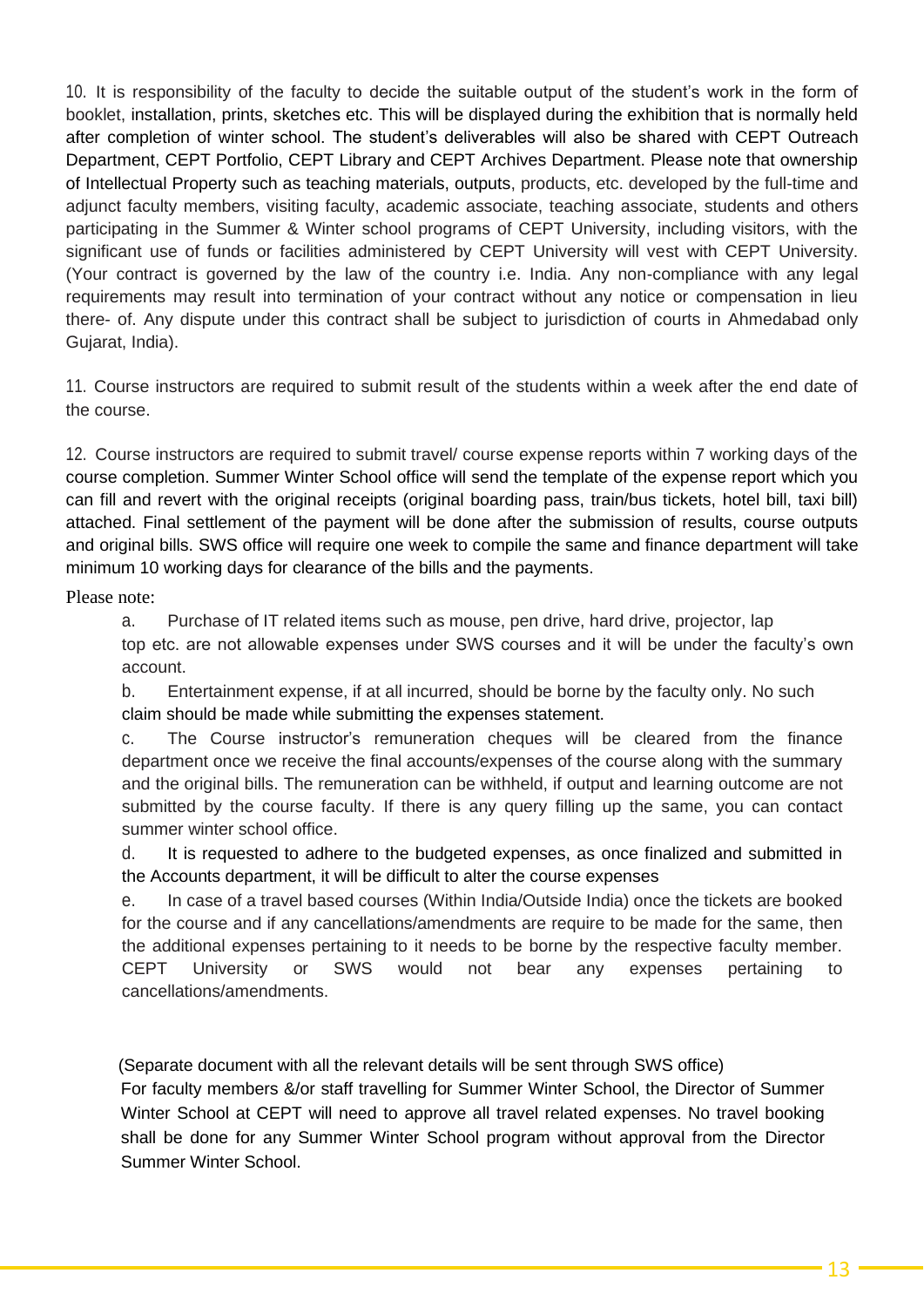10. It is responsibility of the faculty to decide the suitable output of the student's work in the form of booklet, installation, prints, sketches etc. This will be displayed during the exhibition that is normally held after completion of winter school. The student's deliverables will also be shared with CEPT Outreach Department, CEPT Portfolio, CEPT Library and CEPT Archives Department. Please note that ownership of Intellectual Property such as teaching materials, outputs, products, etc. developed by the full-time and adjunct faculty members, visiting faculty, academic associate, teaching associate, students and others participating in the Summer & Winter school programs of CEPT University, including visitors, with the significant use of funds or facilities administered by CEPT University will vest with CEPT University. (Your contract is governed by the law of the country i.e. India. Any non-compliance with any legal requirements may result into termination of your contract without any notice or compensation in lieu there- of. Any dispute under this contract shall be subject to jurisdiction of courts in Ahmedabad only Gujarat, India).

11. Course instructors are required to submit result of the students within a week after the end date of the course.

12. Course instructors are required to submit travel/ course expense reports within 7 working days of the course completion. Summer Winter School office will send the template of the expense report which you can fill and revert with the original receipts (original boarding pass, train/bus tickets, hotel bill, taxi bill) attached. Final settlement of the payment will be done after the submission of results, course outputs and original bills. SWS office will require one week to compile the same and finance department will take minimum 10 working days for clearance of the bills and the payments.

Please note:

a. Purchase of IT related items such as mouse, pen drive, hard drive, projector, lap top etc. are not allowable expenses under SWS courses and it will be under the faculty's own account.

b. Entertainment expense, if at all incurred, should be borne by the faculty only. No such claim should be made while submitting the expenses statement.

c. The Course instructor's remuneration cheques will be cleared from the finance department once we receive the final accounts/expenses of the course along with the summary and the original bills. The remuneration can be withheld, if output and learning outcome are not submitted by the course faculty. If there is any query filling up the same, you can contact summer winter school office.

d. It is requested to adhere to the budgeted expenses, as once finalized and submitted in the Accounts department, it will be difficult to alter the course expenses

e. In case of a travel based courses (Within India/Outside India) once the tickets are booked for the course and if any cancellations/amendments are require to be made for the same, then the additional expenses pertaining to it needs to be borne by the respective faculty member. CEPT University or SWS would not bear any expenses pertaining to cancellations/amendments.

(Separate document with all the relevant details will be sent through SWS office)
For faculty members &/or staff travelling for Summer Winter School, the Director of Summer Winter School at CEPT will need to approve all travel related expenses. No travel booking shall be done for any Summer Winter School program without approval from the Director Summer Winter School.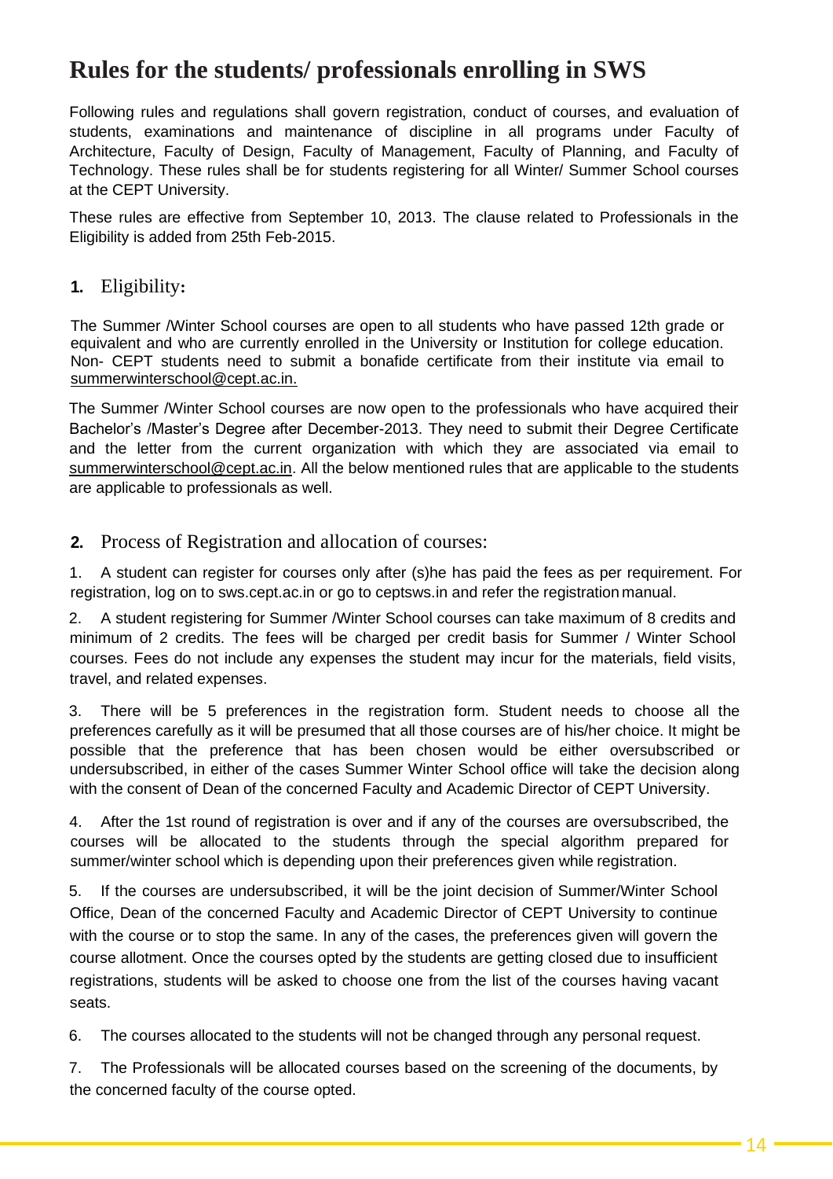# Rules for the students/ professionals enrolling in SWS

Following rules and regulations shall govern registration, conduct of courses, and evaluation of students, examinations and maintenance of discipline in all programs under Faculty of Architecture, Faculty of Design, Faculty of Management, Faculty of Planning, and Faculty of Technology. These rules shall be for students registering for all Winter/ Summer School courses at the CEPT University.

These rules are effective from September 10, 2013. The clause related to Professionals in the Eligibility is added from 25th Feb-2015.

## 1. Eligibility:

The Summer /Winter School courses are open to all students who have passed 12th grade or equivalent and who are currently enrolled in the University or Institution for college education. Non- CEPT students need to submit a bonafide certificate from their institute via email to summerwinterschool@cept.ac.in.

The Summer /Winter School courses are now open to the professionals who have acquired their Bachelor's /Master's Degree after December-2013. They need to submit their Degree Certificate and the letter from the current organization with which they are associated via email to summerwinterschool@cept.ac.in. All the below mentioned rules that are applicable to the students are applicable to professionals as well.

## 2. Process of Registration and allocation of courses:

1. A student can register for courses only after (s)he has paid the fees as per requirement. For registration, log on to sws.cept.ac.in or go to ceptsws.in and refer the registration manual.

2. A student registering for Summer /Winter School courses can take maximum of 8 credits and minimum of 2 credits. The fees will be charged per credit basis for Summer / Winter School courses. Fees do not include any expenses the student may incur for the materials, field visits, travel, and related expenses.

3. There will be 5 preferences in the registration form. Student needs to choose all the preferences carefully as it will be presumed that all those courses are of his/her choice. It might be possible that the preference that has been chosen would be either oversubscribed or undersubscribed, in either of the cases Summer Winter School office will take the decision along with the consent of Dean of the concerned Faculty and Academic Director of CEPT University.

4. After the 1st round of registration is over and if any of the courses are oversubscribed, the courses will be allocated to the students through the special algorithm prepared for summer/winter school which is depending upon their preferences given while registration.

5. If the courses are undersubscribed, it will be the joint decision of Summer/Winter School Office, Dean of the concerned Faculty and Academic Director of CEPT University to continue with the course or to stop the same. In any of the cases, the preferences given will govern the course allotment. Once the courses opted by the students are getting closed due to insufficient registrations, students will be asked to choose one from the list of the courses having vacant seats.

6. The courses allocated to the students will not be changed through any personal request.

7. The Professionals will be allocated courses based on the screening of the documents, by the concerned faculty of the course opted.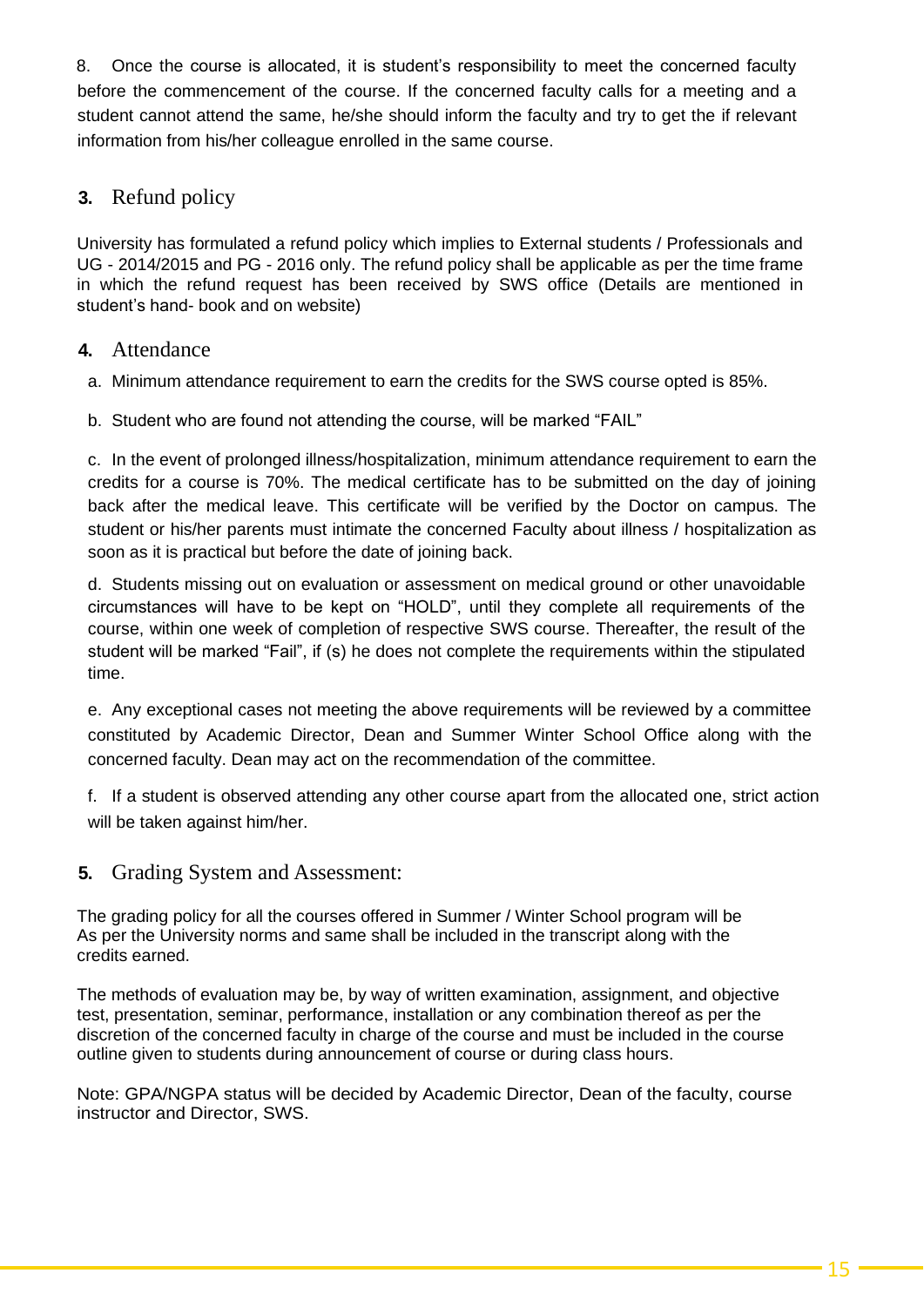8. Once the course is allocated, it is student's responsibility to meet the concerned faculty before the commencement of the course. If the concerned faculty calls for a meeting and a student cannot attend the same, he/she should inform the faculty and try to get the if relevant information from his/her colleague enrolled in the same course.

## 3. Refund policy

University has formulated a refund policy which implies to External students / Professionals and UG - 2014/2015 and PG - 2016 only. The refund policy shall be applicable as per the time frame in which the refund request has been received by SWS office (Details are mentioned in student's hand- book and on website)

## 4. Attendance

a. Minimum attendance requirement to earn the credits for the SWS course opted is 85%.

b. Student who are found not attending the course, will be marked "FAIL"

c. In the event of prolonged illness/hospitalization, minimum attendance requirement to earn the credits for a course is 70%. The medical certificate has to be submitted on the day of joining back after the medical leave. This certificate will be verified by the Doctor on campus. The student or his/her parents must intimate the concerned Faculty about illness / hospitalization as soon as it is practical but before the date of joining back.

d. Students missing out on evaluation or assessment on medical ground or other unavoidable circumstances will have to be kept on "HOLD", until they complete all requirements of the course, within one week of completion of respective SWS course. Thereafter, the result of the student will be marked "Fail", if (s) he does not complete the requirements within the stipulated time.

e. Any exceptional cases not meeting the above requirements will be reviewed by a committee constituted by Academic Director, Dean and Summer Winter School Office along with the concerned faculty. Dean may act on the recommendation of the committee.

f. If a student is observed attending any other course apart from the allocated one, strict action will be taken against him/her.

## 5. Grading System and Assessment:

The grading policy for all the courses offered in Summer / Winter School program will be As per the University norms and same shall be included in the transcript along with the credits earned.

The methods of evaluation may be, by way of written examination, assignment, and objective test, presentation, seminar, performance, installation or any combination thereof as per the discretion of the concerned faculty in charge of the course and must be included in the course outline given to students during announcement of course or during class hours.

Note: GPA/NGPA status will be decided by Academic Director, Dean of the faculty, course instructor and Director, SWS.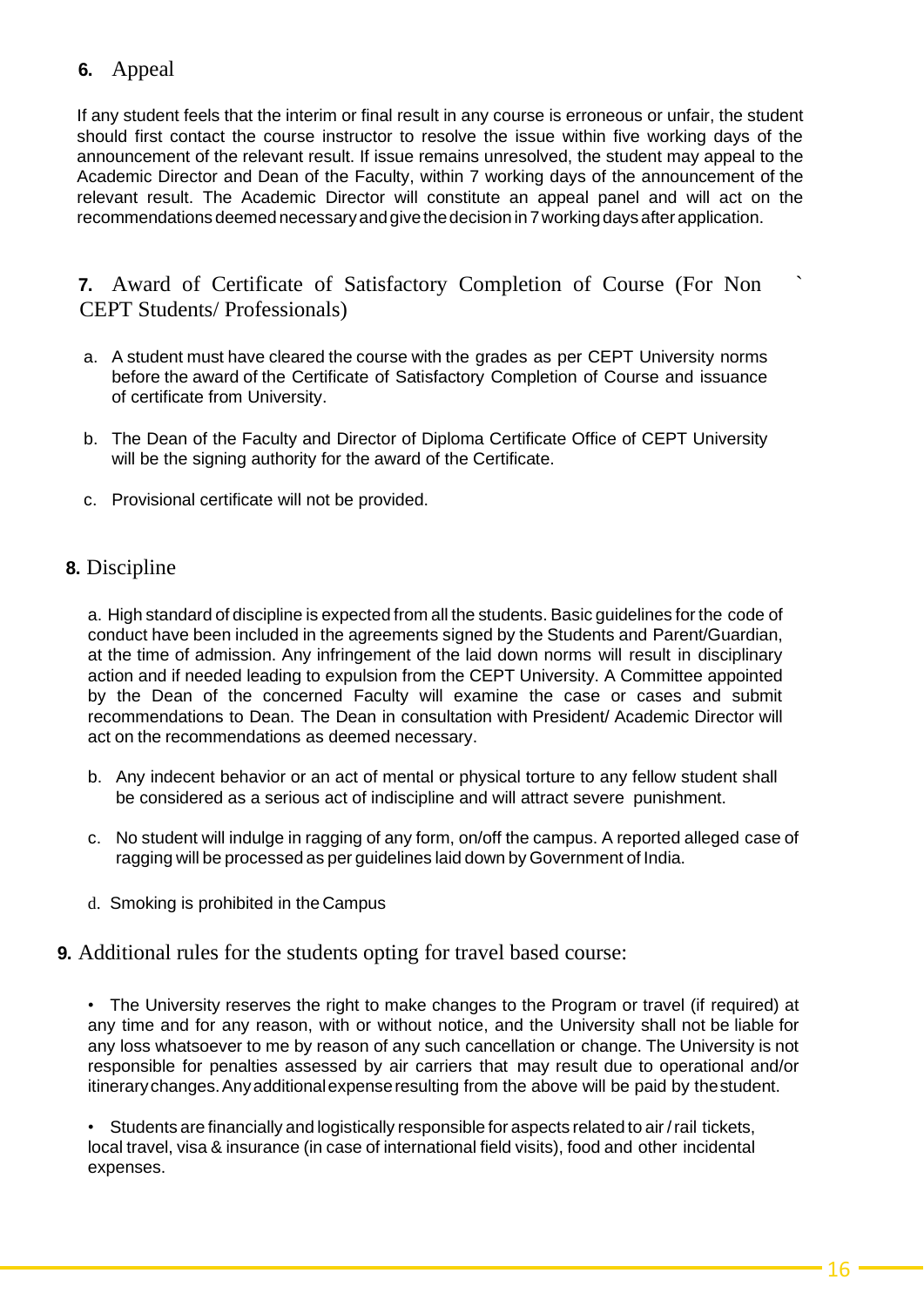## 6. Appeal

If any student feels that the interim or final result in any course is erroneous or unfair, the student should first contact the course instructor to resolve the issue within five working days of the announcement of the relevant result. If issue remains unresolved, the student may appeal to the Academic Director and Dean of the Faculty, within 7 working days of the announcement of the relevant result. The Academic Director will constitute an appeal panel and will act on the recommendations deemed necessary and give the decision in 7 working days after application.

## 7. Award of Certificate of Satisfactory Completion of Course (For Non CEPT Students/ Professionals)

a. A student must have cleared the course with the grades as per CEPT University norms before the award of the Certificate of Satisfactory Completion of Course and issuance of certificate from University.

b. The Dean of the Faculty and Director of Diploma Certificate Office of CEPT University will be the signing authority for the award of the Certificate.

c. Provisional certificate will not be provided.

## 8. Discipline

a. High standard of discipline is expected from all the students. Basic guidelines for the code of conduct have been included in the agreements signed by the Students and Parent/Guardian, at the time of admission. Any infringement of the laid down norms will result in disciplinary action and if needed leading to expulsion from the CEPT University. A Committee appointed by the Dean of the concerned Faculty will examine the case or cases and submit recommendations to Dean. The Dean in consultation with President/ Academic Director will act on the recommendations as deemed necessary.

b. Any indecent behavior or an act of mental or physical torture to any fellow student shall be considered as a serious act of indiscipline and will attract severe punishment.

c. No student will indulge in ragging of any form, on/off the campus. A reported alleged case of ragging will be processed as per guidelines laid down by Government of India.

d. Smoking is prohibited in the Campus

## 9. Additional rules for the students opting for travel based course:

- The University reserves the right to make changes to the Program or travel (if required) at any time and for any reason, with or without notice, and the University shall not be liable for any loss whatsoever to me by reason of any such cancellation or change. The University is not responsible for penalties assessed by air carriers that may result due to operational and/or itinerary changes. Any additional expense resulting from the above will be paid by the student.

- Students are financially and logistically responsible for aspects related to air / rail tickets, local travel, visa & insurance (in case of international field visits), food and other incidental expenses.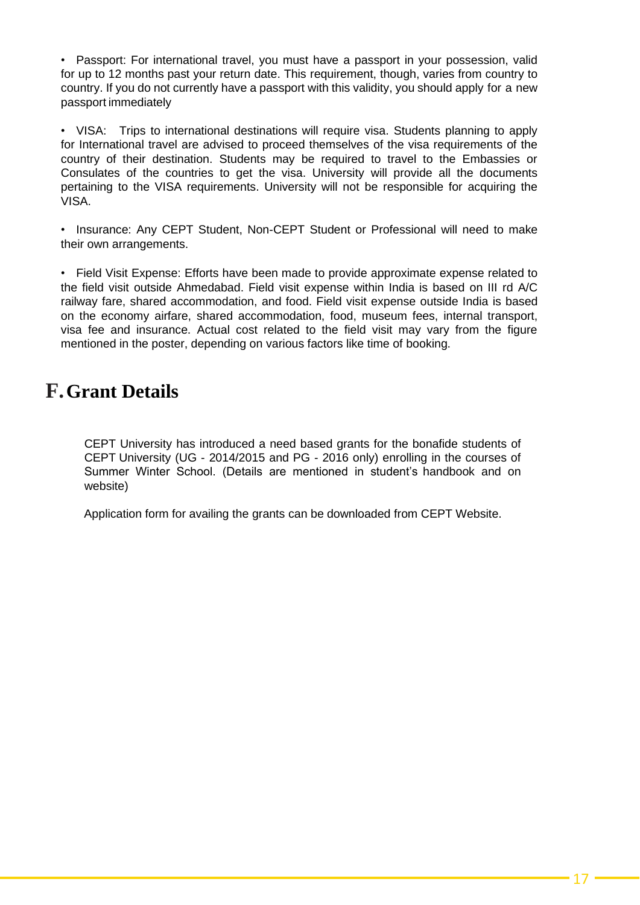- Passport: For international travel, you must have a passport in your possession, valid for up to 12 months past your return date. This requirement, though, varies from country to country. If you do not currently have a passport with this validity, you should apply for a new passport immediately

- VISA: Trips to international destinations will require visa. Students planning to apply for International travel are advised to proceed themselves of the visa requirements of the country of their destination. Students may be required to travel to the Embassies or Consulates of the countries to get the visa. University will provide all the documents pertaining to the VISA requirements. University will not be responsible for acquiring the VISA.

- Insurance: Any CEPT Student, Non-CEPT Student or Professional will need to make their own arrangements.

- Field Visit Expense: Efforts have been made to provide approximate expense related to the field visit outside Ahmedabad. Field visit expense within India is based on III rd A/C railway fare, shared accommodation, and food. Field visit expense outside India is based on the economy airfare, shared accommodation, food, museum fees, internal transport, visa fee and insurance. Actual cost related to the field visit may vary from the figure mentioned in the poster, depending on various factors like time of booking.

# F. Grant Details

CEPT University has introduced a need based grants for the bonafide students of CEPT University (UG - 2014/2015 and PG - 2016 only) enrolling in the courses of Summer Winter School. (Details are mentioned in student's handbook and on website)

Application form for availing the grants can be downloaded from CEPT Website.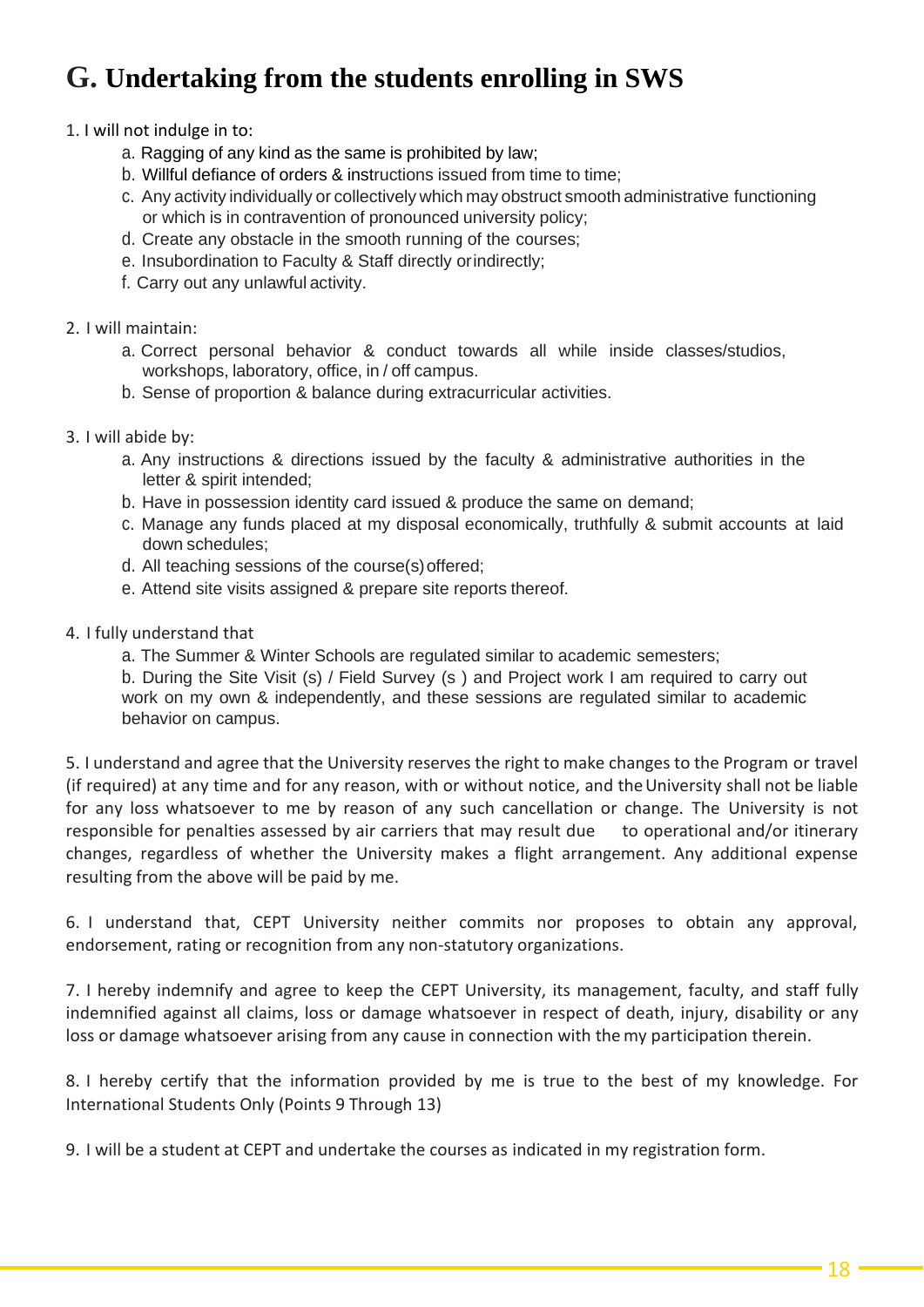# G. Undertaking from the students enrolling in SWS

1. I will not indulge in to:
   a. Ragging of any kind as the same is prohibited by law;
   b. Willful defiance of orders & instructions issued from time to time;
   c. Any activity individually or collectively which may obstruct smooth administrative functioning or which is in contravention of pronounced university policy;
   d. Create any obstacle in the smooth running of the courses;
   e. Insubordination to Faculty & Staff directly or indirectly;
   f. Carry out any unlawful activity.

2. I will maintain:
   a. Correct personal behavior & conduct towards all while inside classes/studios, workshops, laboratory, office, in / off campus.
   b. Sense of proportion & balance during extracurricular activities.

3. I will abide by:
   a. Any instructions & directions issued by the faculty & administrative authorities in the letter & spirit intended;
   b. Have in possession identity card issued & produce the same on demand;
   c. Manage any funds placed at my disposal economically, truthfully & submit accounts at laid down schedules;
   d. All teaching sessions of the course(s) offered;
   e. Attend site visits assigned & prepare site reports thereof.

4. I fully understand that
   a. The Summer & Winter Schools are regulated similar to academic semesters;
   b. During the Site Visit (s) / Field Survey (s ) and Project work I am required to carry out work on my own & independently, and these sessions are regulated similar to academic behavior on campus.

5. I understand and agree that the University reserves the right to make changes to the Program or travel (if required) at any time and for any reason, with or without notice, and the University shall not be liable for any loss whatsoever to me by reason of any such cancellation or change. The University is not responsible for penalties assessed by air carriers that may result due to operational and/or itinerary changes, regardless of whether the University makes a flight arrangement. Any additional expense resulting from the above will be paid by me.

6. I understand that, CEPT University neither commits nor proposes to obtain any approval, endorsement, rating or recognition from any non-statutory organizations.

7. I hereby indemnify and agree to keep the CEPT University, its management, faculty, and staff fully indemnified against all claims, loss or damage whatsoever in respect of death, injury, disability or any loss or damage whatsoever arising from any cause in connection with the my participation therein.

8. I hereby certify that the information provided by me is true to the best of my knowledge. For International Students Only (Points 9 Through 13)

9. I will be a student at CEPT and undertake the courses as indicated in my registration form.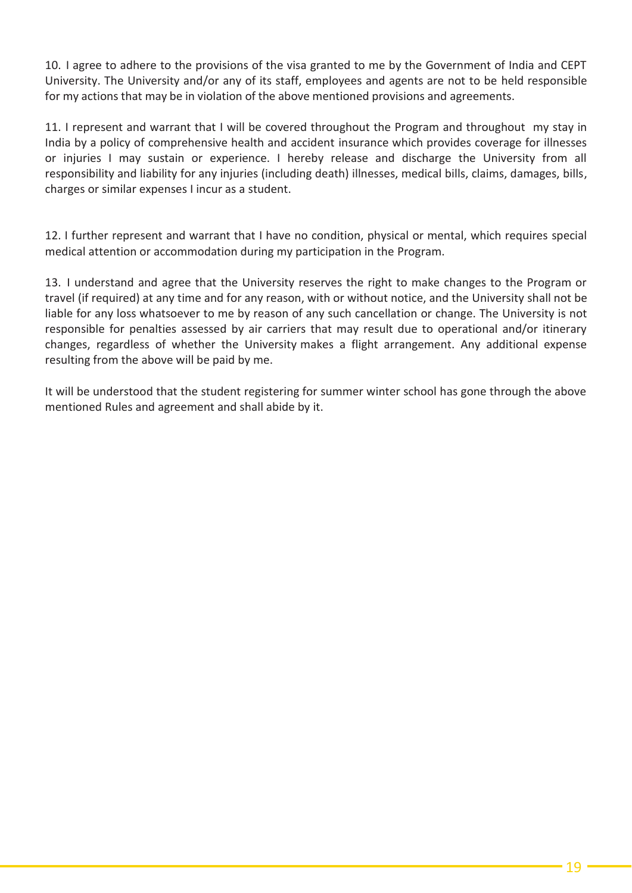10. I agree to adhere to the provisions of the visa granted to me by the Government of India and CEPT University. The University and/or any of its staff, employees and agents are not to be held responsible for my actions that may be in violation of the above mentioned provisions and agreements.

11. I represent and warrant that I will be covered throughout the Program and throughout my stay in India by a policy of comprehensive health and accident insurance which provides coverage for illnesses or injuries I may sustain or experience. I hereby release and discharge the University from all responsibility and liability for any injuries (including death) illnesses, medical bills, claims, damages, bills, charges or similar expenses I incur as a student.

12. I further represent and warrant that I have no condition, physical or mental, which requires special medical attention or accommodation during my participation in the Program.

13. I understand and agree that the University reserves the right to make changes to the Program or travel (if required) at any time and for any reason, with or without notice, and the University shall not be liable for any loss whatsoever to me by reason of any such cancellation or change. The University is not responsible for penalties assessed by air carriers that may result due to operational and/or itinerary changes, regardless of whether the University makes a flight arrangement. Any additional expense resulting from the above will be paid by me.

It will be understood that the student registering for summer winter school has gone through the above mentioned Rules and agreement and shall abide by it.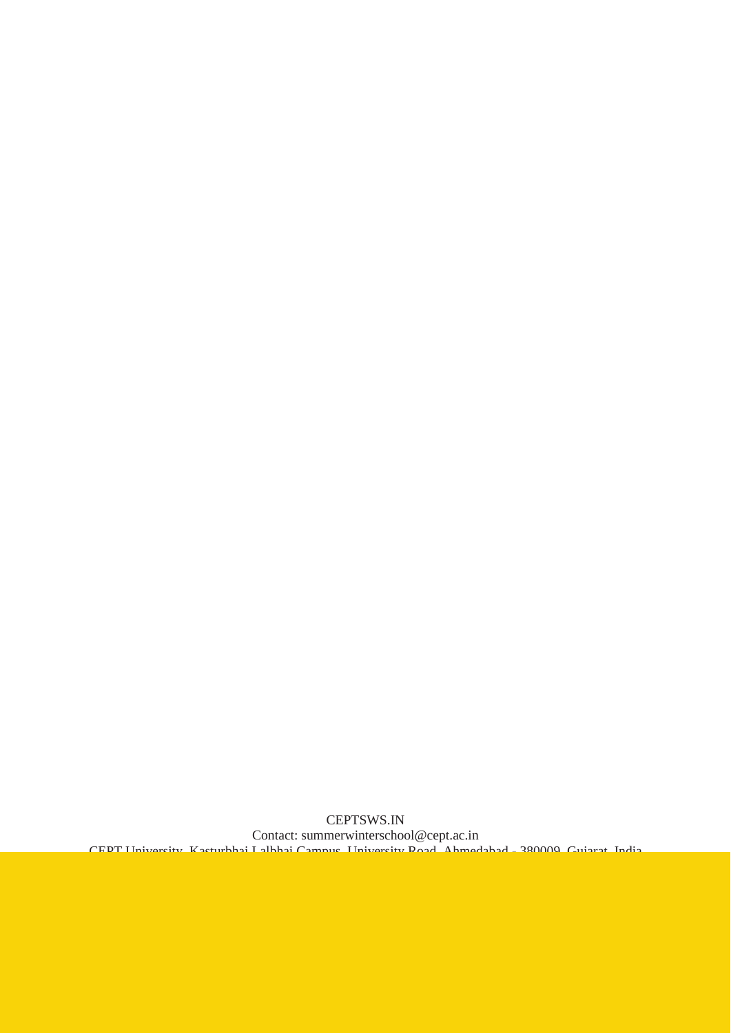CEPTSWS.IN

Contact: summerwinterschool@cept.ac.in

CEPT University, Kasturbhai Lalbhai Campus, University Road, Ahmedabad - 380009, Gujarat, India